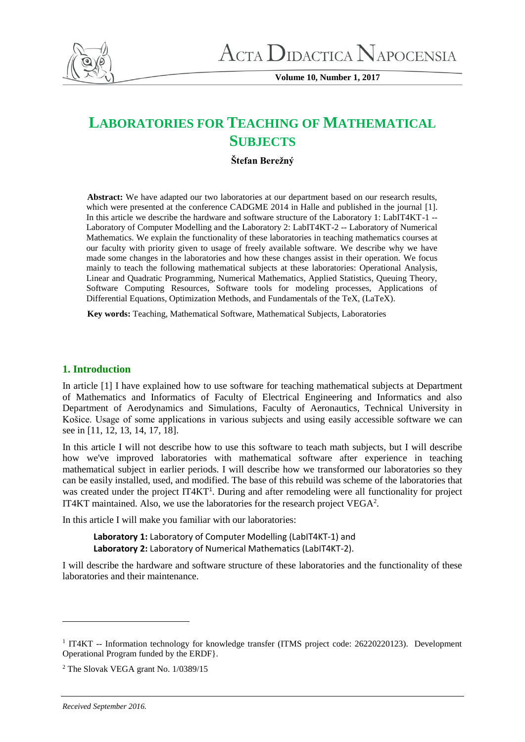# LABORATORIES FOR TEACHING OF MATHEMATICAL SUBJECTS

**Štefan Berežný**

**Abstract:** We have adapted our two laboratories at our department based on our research results, which were presented at the conference CADGME 2014 in Halle and published in the journal [1]. In this article we describe the hardware and software structure of the Laboratory 1: LabIT4KT-1 -- Laboratory of Computer Modelling and the Laboratory 2: LabIT4KT-2 -- Laboratory of Numerical Mathematics. We explain the functionality of these laboratories in teaching mathematics courses at our faculty with priority given to usage of freely available software. We describe why we have made some changes in the laboratories and how these changes assist in their operation. We focus mainly to teach the following mathematical subjects at these laboratories: Operational Analysis, Linear and Quadratic Programming, Numerical Mathematics, Applied Statistics, Queuing Theory, Software Computing Resources, Software tools for modeling processes, Applications of Differential Equations, Optimization Methods, and Fundamentals of the TeX, (LaTeX).

**Key words:** Teaching, Mathematical Software, Mathematical Subjects, Laboratories

## 1. Introduction

In article [1] I have explained how to use software for teaching mathematical subjects at Department of Mathematics and Informatics of Faculty of Electrical Engineering and Informatics and also Department of Aerodynamics and Simulations, Faculty of Aeronautics, Technical University in Košice. Usage of some applications in various subjects and using easily accessible software we can see in [11, 12, 13, 14, 17, 18].

In this article I will not describe how to use this software to teach math subjects, but I will describe how we've improved laboratories with mathematical software after experience in teaching mathematical subject in earlier periods. I will describe how we transformed our laboratories so they can be easily installed, used, and modified. The base of this rebuild was scheme of the laboratories that was created under the project IT4KT[1]. During and after remodeling were all functionality for project IT4KT maintained. Also, we use the laboratories for the research project VEGA[2].

In this article I will make you familiar with our laboratories:

**Laboratory 1:** Laboratory of Computer Modelling (LabIT4KT-1) and
**Laboratory 2:** Laboratory of Numerical Mathematics (LabIT4KT-2).

I will describe the hardware and software structure of these laboratories and the functionality of these laboratories and their maintenance.

[1] IT4KT -- Information technology for knowledge transfer (ITMS project code: 26220220123). Development Operational Program funded by the ERDF}.

[2] The Slovak VEGA grant No. 1/0389/15

*Received September 2016.*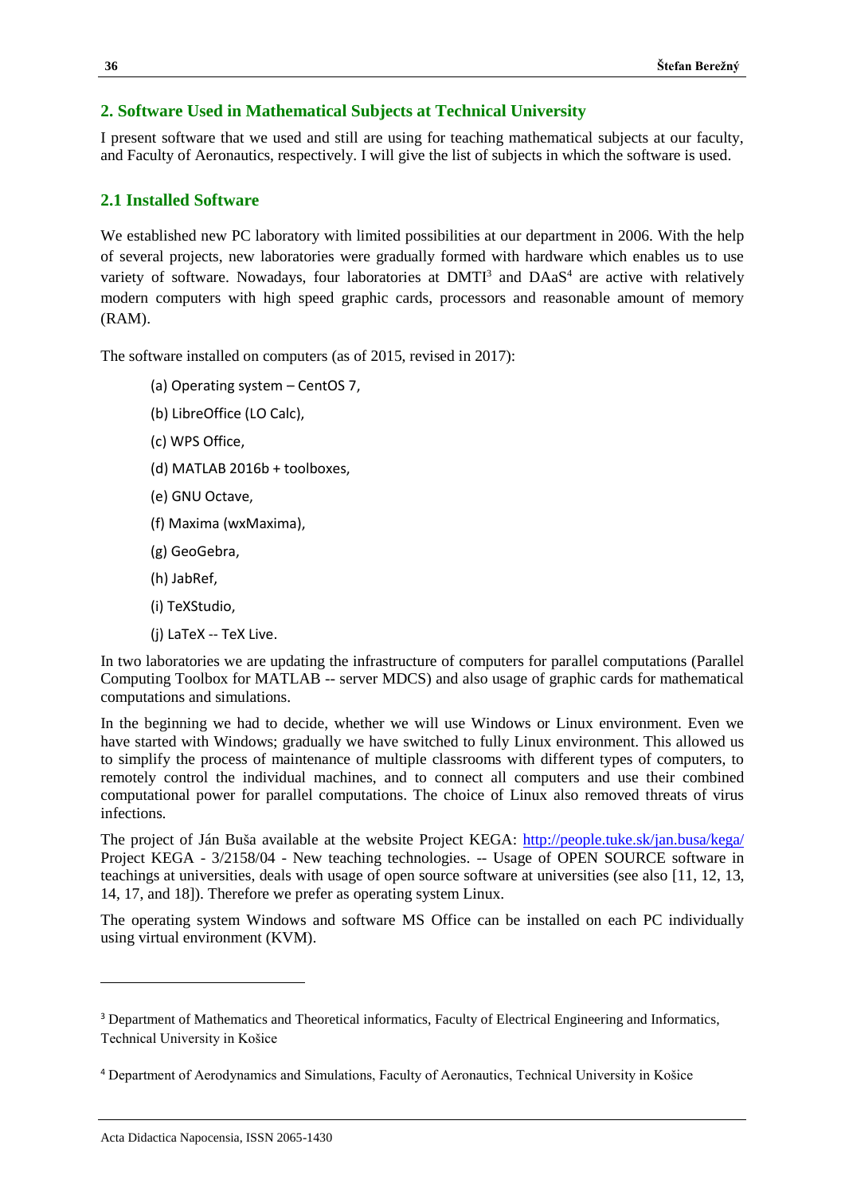## 2. Software Used in Mathematical Subjects at Technical University

I present software that we used and still are using for teaching mathematical subjects at our faculty, and Faculty of Aeronautics, respectively. I will give the list of subjects in which the software is used.

### 2.1 Installed Software

We established new PC laboratory with limited possibilities at our department in 2006. With the help of several projects, new laboratories were gradually formed with hardware which enables us to use variety of software. Nowadays, four laboratories at DMTI[3] and DAaS[4] are active with relatively modern computers with high speed graphic cards, processors and reasonable amount of memory (RAM).

The software installed on computers (as of 2015, revised in 2017):

(a) Operating system – CentOS 7,

(b) LibreOffice (LO Calc),

(c) WPS Office,

(d) MATLAB 2016b + toolboxes,

(e) GNU Octave,

(f) Maxima (wxMaxima),

(g) GeoGebra,

(h) JabRef,

(i) TeXStudio,

(j) LaTeX -- TeX Live.

In two laboratories we are updating the infrastructure of computers for parallel computations (Parallel Computing Toolbox for MATLAB -- server MDCS) and also usage of graphic cards for mathematical computations and simulations.

In the beginning we had to decide, whether we will use Windows or Linux environment. Even we have started with Windows; gradually we have switched to fully Linux environment. This allowed us to simplify the process of maintenance of multiple classrooms with different types of computers, to remotely control the individual machines, and to connect all computers and use their combined computational power for parallel computations. The choice of Linux also removed threats of virus infections.

The project of Ján Buša available at the website Project KEGA: http://people.tuke.sk/jan.busa/kega/ Project KEGA - 3/2158/04 - New teaching technologies. -- Usage of OPEN SOURCE software in teachings at universities, deals with usage of open source software at universities (see also [11, 12, 13, 14, 17, and 18]). Therefore we prefer as operating system Linux.

The operating system Windows and software MS Office can be installed on each PC individually using virtual environment (KVM).

---

[3] Department of Mathematics and Theoretical informatics, Faculty of Electrical Engineering and Informatics, Technical University in Košice

[4] Department of Aerodynamics and Simulations, Faculty of Aeronautics, Technical University in Košice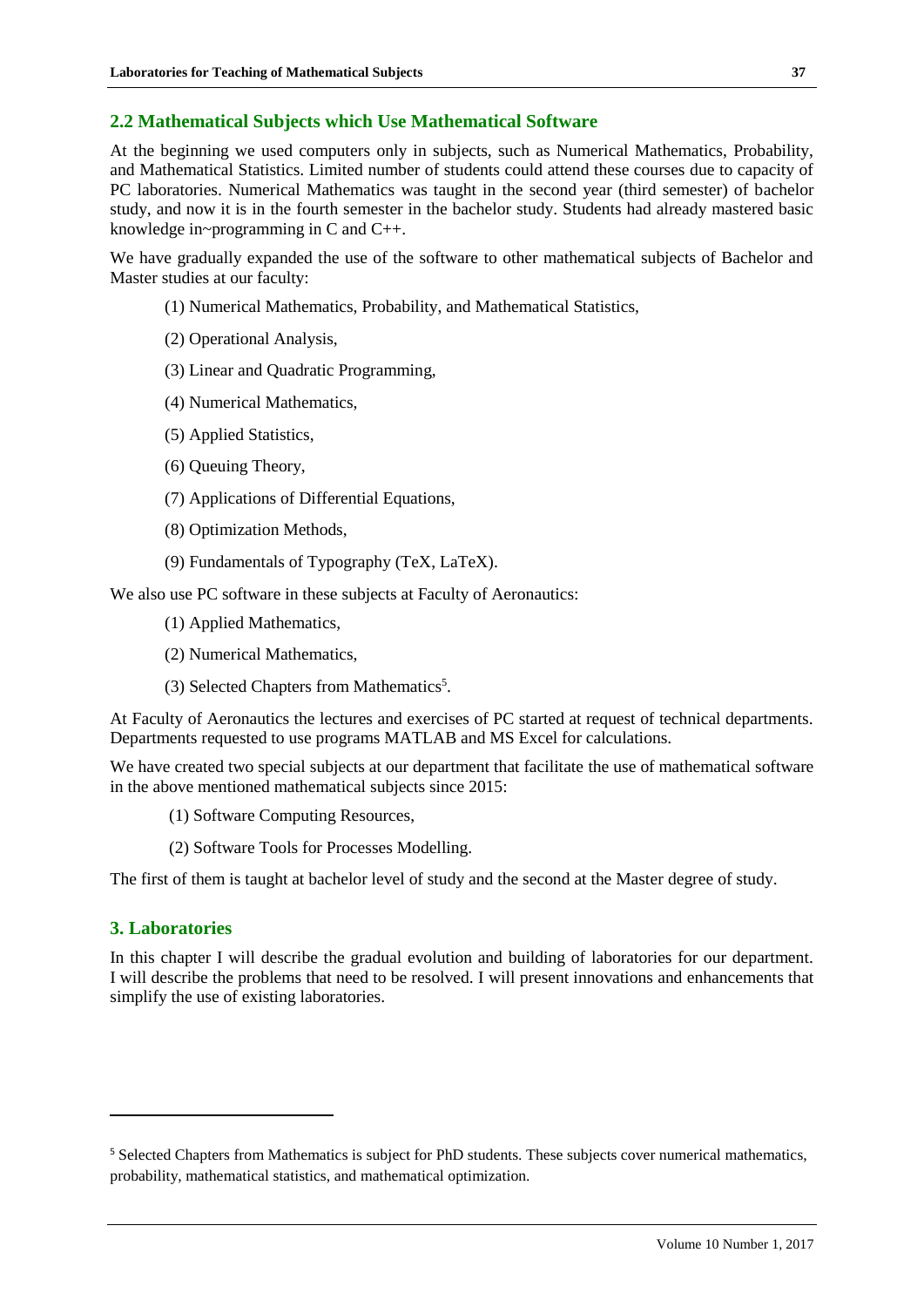## 2.2 Mathematical Subjects which Use Mathematical Software

At the beginning we used computers only in subjects, such as Numerical Mathematics, Probability, and Mathematical Statistics. Limited number of students could attend these courses due to capacity of PC laboratories. Numerical Mathematics was taught in the second year (third semester) of bachelor study, and now it is in the fourth semester in the bachelor study. Students had already mastered basic knowledge in~programming in C and C++.

We have gradually expanded the use of the software to other mathematical subjects of Bachelor and Master studies at our faculty:

(1) Numerical Mathematics, Probability, and Mathematical Statistics,

(2) Operational Analysis,

(3) Linear and Quadratic Programming,

(4) Numerical Mathematics,

(5) Applied Statistics,

(6) Queuing Theory,

(7) Applications of Differential Equations,

(8) Optimization Methods,

(9) Fundamentals of Typography (TeX, LaTeX).

We also use PC software in these subjects at Faculty of Aeronautics:

(1) Applied Mathematics,

(2) Numerical Mathematics,

(3) Selected Chapters from Mathematics[5].

At Faculty of Aeronautics the lectures and exercises of PC started at request of technical departments. Departments requested to use programs MATLAB and MS Excel for calculations.

We have created two special subjects at our department that facilitate the use of mathematical software in the above mentioned mathematical subjects since 2015:

(1) Software Computing Resources,

(2) Software Tools for Processes Modelling.

The first of them is taught at bachelor level of study and the second at the Master degree of study.

## 3. Laboratories

In this chapter I will describe the gradual evolution and building of laboratories for our department. I will describe the problems that need to be resolved. I will present innovations and enhancements that simplify the use of existing laboratories.

---

[5] Selected Chapters from Mathematics is subject for PhD students. These subjects cover numerical mathematics, probability, mathematical statistics, and mathematical optimization.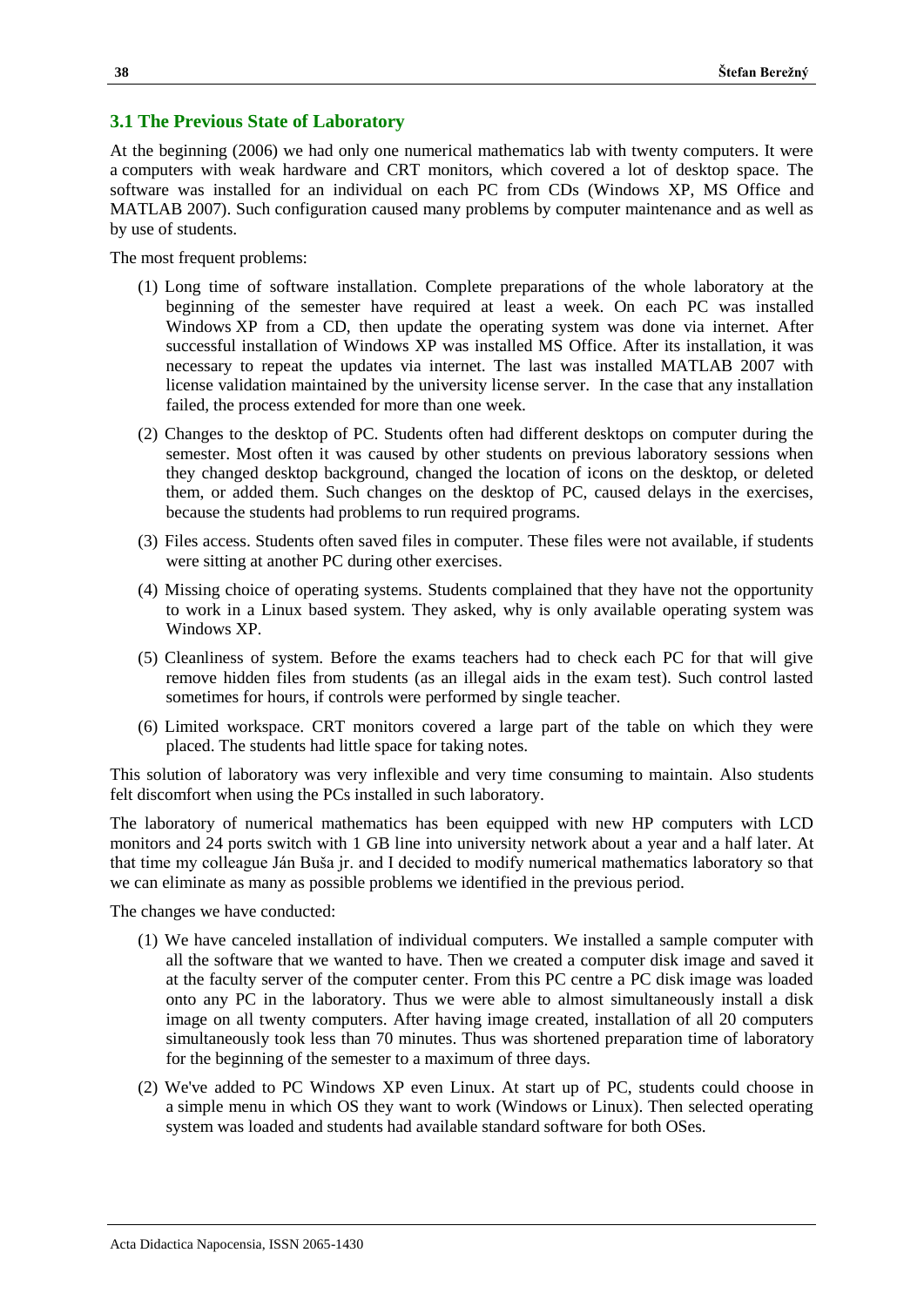### 3.1 The Previous State of Laboratory

At the beginning (2006) we had only one numerical mathematics lab with twenty computers. It were a computers with weak hardware and CRT monitors, which covered a lot of desktop space. The software was installed for an individual on each PC from CDs (Windows XP, MS Office and MATLAB 2007). Such configuration caused many problems by computer maintenance and as well as by use of students.

The most frequent problems:

(1) Long time of software installation. Complete preparations of the whole laboratory at the beginning of the semester have required at least a week. On each PC was installed Windows XP from a CD, then update the operating system was done via internet. After successful installation of Windows XP was installed MS Office. After its installation, it was necessary to repeat the updates via internet. The last was installed MATLAB 2007 with license validation maintained by the university license server. In the case that any installation failed, the process extended for more than one week.

(2) Changes to the desktop of PC. Students often had different desktops on computer during the semester. Most often it was caused by other students on previous laboratory sessions when they changed desktop background, changed the location of icons on the desktop, or deleted them, or added them. Such changes on the desktop of PC, caused delays in the exercises, because the students had problems to run required programs.

(3) Files access. Students often saved files in computer. These files were not available, if students were sitting at another PC during other exercises.

(4) Missing choice of operating systems. Students complained that they have not the opportunity to work in a Linux based system. They asked, why is only available operating system was Windows XP.

(5) Cleanliness of system. Before the exams teachers had to check each PC for that will give remove hidden files from students (as an illegal aids in the exam test). Such control lasted sometimes for hours, if controls were performed by single teacher.

(6) Limited workspace. CRT monitors covered a large part of the table on which they were placed. The students had little space for taking notes.

This solution of laboratory was very inflexible and very time consuming to maintain. Also students felt discomfort when using the PCs installed in such laboratory.

The laboratory of numerical mathematics has been equipped with new HP computers with LCD monitors and 24 ports switch with 1 GB line into university network about a year and a half later. At that time my colleague Ján Buša jr. and I decided to modify numerical mathematics laboratory so that we can eliminate as many as possible problems we identified in the previous period.

The changes we have conducted:

(1) We have canceled installation of individual computers. We installed a sample computer with all the software that we wanted to have. Then we created a computer disk image and saved it at the faculty server of the computer center. From this PC centre a PC disk image was loaded onto any PC in the laboratory. Thus we were able to almost simultaneously install a disk image on all twenty computers. After having image created, installation of all 20 computers simultaneously took less than 70 minutes. Thus was shortened preparation time of laboratory for the beginning of the semester to a maximum of three days.

(2) We've added to PC Windows XP even Linux. At start up of PC, students could choose in a simple menu in which OS they want to work (Windows or Linux). Then selected operating system was loaded and students had available standard software for both OSes.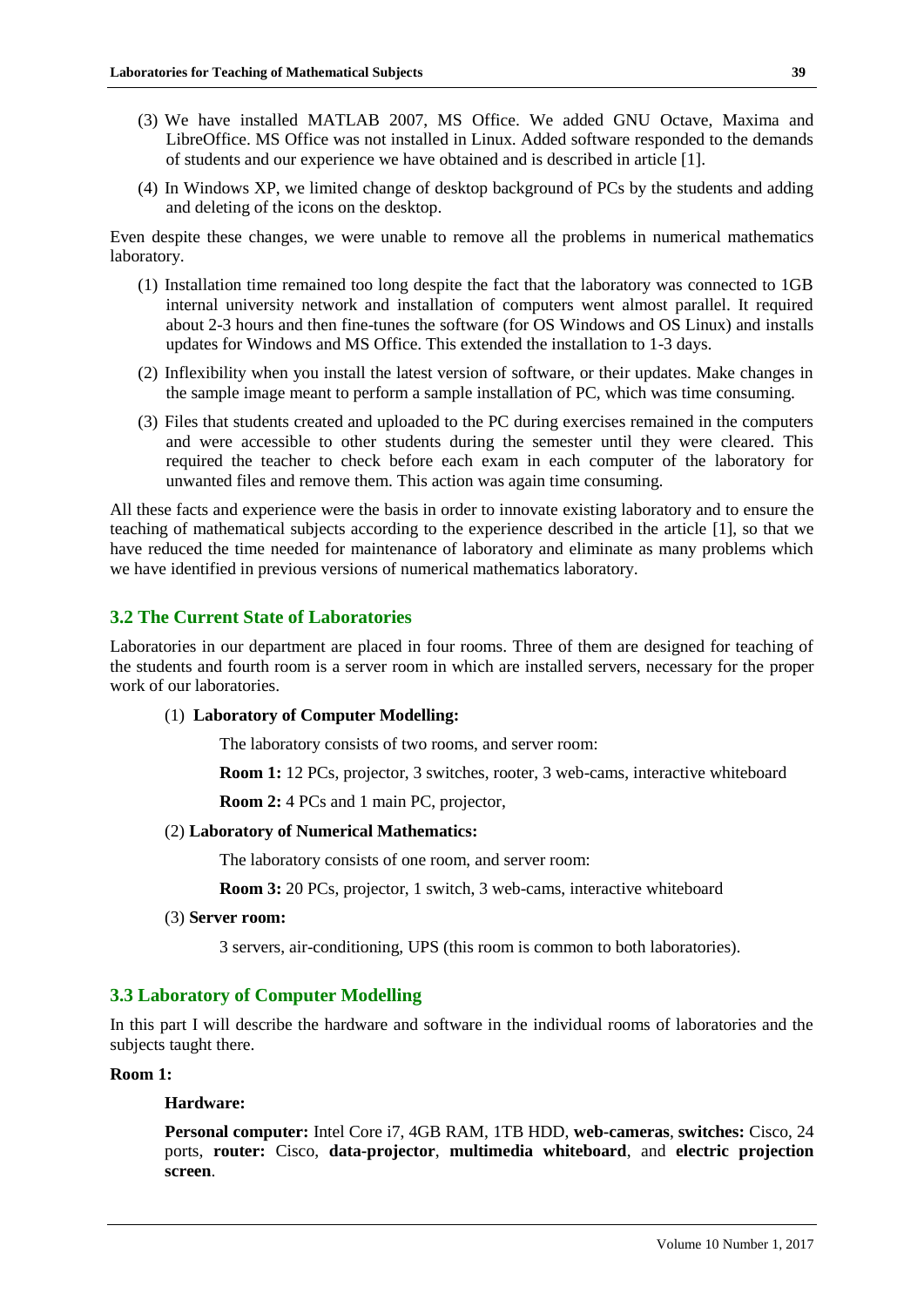(3) We have installed MATLAB 2007, MS Office. We added GNU Octave, Maxima and LibreOffice. MS Office was not installed in Linux. Added software responded to the demands of students and our experience we have obtained and is described in article [1].

(4) In Windows XP, we limited change of desktop background of PCs by the students and adding and deleting of the icons on the desktop.

Even despite these changes, we were unable to remove all the problems in numerical mathematics laboratory.

(1) Installation time remained too long despite the fact that the laboratory was connected to 1GB internal university network and installation of computers went almost parallel. It required about 2-3 hours and then fine-tunes the software (for OS Windows and OS Linux) and installs updates for Windows and MS Office. This extended the installation to 1-3 days.

(2) Inflexibility when you install the latest version of software, or their updates. Make changes in the sample image meant to perform a sample installation of PC, which was time consuming.

(3) Files that students created and uploaded to the PC during exercises remained in the computers and were accessible to other students during the semester until they were cleared. This required the teacher to check before each exam in each computer of the laboratory for unwanted files and remove them. This action was again time consuming.

All these facts and experience were the basis in order to innovate existing laboratory and to ensure the teaching of mathematical subjects according to the experience described in the article [1], so that we have reduced the time needed for maintenance of laboratory and eliminate as many problems which we have identified in previous versions of numerical mathematics laboratory.

## 3.2 The Current State of Laboratories

Laboratories in our department are placed in four rooms. Three of them are designed for teaching of the students and fourth room is a server room in which are installed servers, necessary for the proper work of our laboratories.

(1) **Laboratory of Computer Modelling:**

The laboratory consists of two rooms, and server room:

**Room 1:** 12 PCs, projector, 3 switches, rooter, 3 web-cams, interactive whiteboard

**Room 2:** 4 PCs and 1 main PC, projector,

(2) **Laboratory of Numerical Mathematics:**

The laboratory consists of one room, and server room:

**Room 3:** 20 PCs, projector, 1 switch, 3 web-cams, interactive whiteboard

(3) **Server room:**

3 servers, air-conditioning, UPS (this room is common to both laboratories).

## 3.3 Laboratory of Computer Modelling

In this part I will describe the hardware and software in the individual rooms of laboratories and the subjects taught there.

**Room 1:**

**Hardware:**

**Personal computer:** Intel Core i7, 4GB RAM, 1TB HDD, **web-cameras**, **switches:** Cisco, 24 ports, **router:** Cisco, **data-projector**, **multimedia whiteboard**, and **electric projection screen**.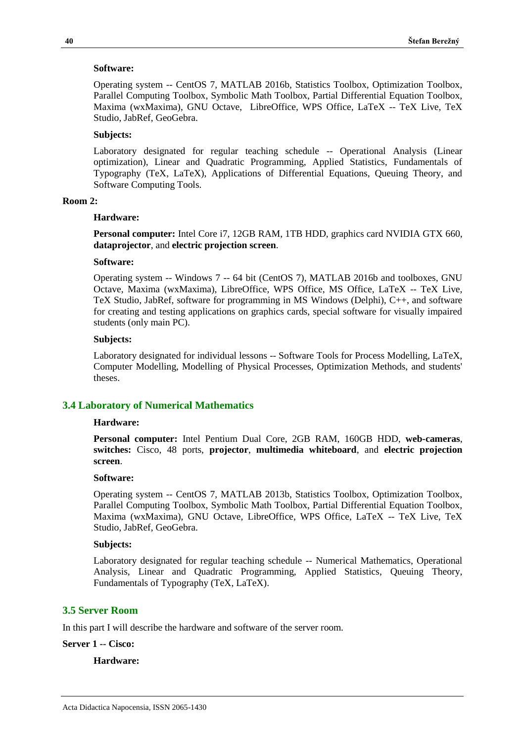**Software:**

Operating system -- CentOS 7, MATLAB 2016b, Statistics Toolbox, Optimization Toolbox, Parallel Computing Toolbox, Symbolic Math Toolbox, Partial Differential Equation Toolbox, Maxima (wxMaxima), GNU Octave, LibreOffice, WPS Office, LaTeX -- TeX Live, TeX Studio, JabRef, GeoGebra.

**Subjects:**

Laboratory designated for regular teaching schedule -- Operational Analysis (Linear optimization), Linear and Quadratic Programming, Applied Statistics, Fundamentals of Typography (TeX, LaTeX), Applications of Differential Equations, Queuing Theory, and Software Computing Tools.

**Room 2:**

**Hardware:**

**Personal computer:** Intel Core i7, 12GB RAM, 1TB HDD, graphics card NVIDIA GTX 660, **dataprojector**, and **electric projection screen**.

**Software:**

Operating system -- Windows 7 -- 64 bit (CentOS 7), MATLAB 2016b and toolboxes, GNU Octave, Maxima (wxMaxima), LibreOffice, WPS Office, MS Office, LaTeX -- TeX Live, TeX Studio, JabRef, software for programming in MS Windows (Delphi), C++, and software for creating and testing applications on graphics cards, special software for visually impaired students (only main PC).

**Subjects:**

Laboratory designated for individual lessons -- Software Tools for Process Modelling, LaTeX, Computer Modelling, Modelling of Physical Processes, Optimization Methods, and students' theses.

## 3.4 Laboratory of Numerical Mathematics

**Hardware:**

**Personal computer:** Intel Pentium Dual Core, 2GB RAM, 160GB HDD, **web-cameras**, **switches:** Cisco, 48 ports, **projector**, **multimedia whiteboard**, and **electric projection screen**.

**Software:**

Operating system -- CentOS 7, MATLAB 2013b, Statistics Toolbox, Optimization Toolbox, Parallel Computing Toolbox, Symbolic Math Toolbox, Partial Differential Equation Toolbox, Maxima (wxMaxima), GNU Octave, LibreOffice, WPS Office, LaTeX -- TeX Live, TeX Studio, JabRef, GeoGebra.

**Subjects:**

Laboratory designated for regular teaching schedule -- Numerical Mathematics, Operational Analysis, Linear and Quadratic Programming, Applied Statistics, Queuing Theory, Fundamentals of Typography (TeX, LaTeX).

## 3.5 Server Room

In this part I will describe the hardware and software of the server room.

**Server 1 -- Cisco:**

**Hardware:**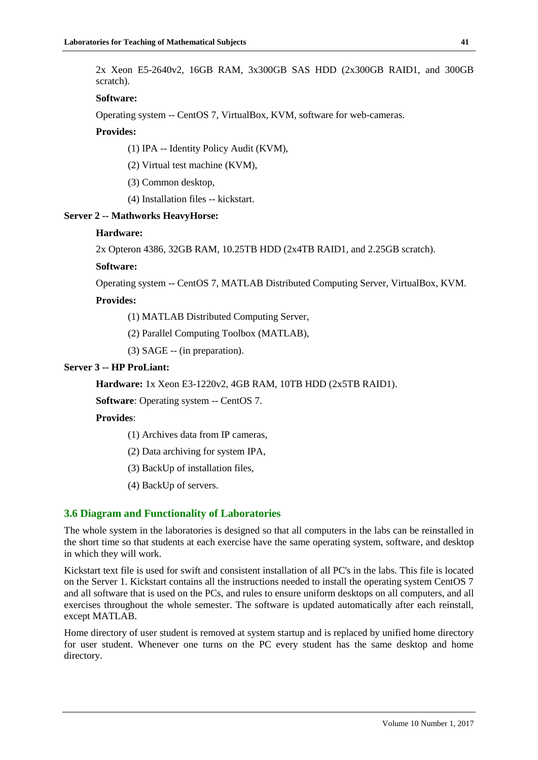2x Xeon E5-2640v2, 16GB RAM, 3x300GB SAS HDD (2x300GB RAID1, and 300GB scratch).

**Software:**

Operating system -- CentOS 7, VirtualBox, KVM, software for web-cameras.

**Provides:**

(1) IPA -- Identity Policy Audit (KVM),

(2) Virtual test machine (KVM),

(3) Common desktop,

(4) Installation files -- kickstart.

**Server 2 -- Mathworks HeavyHorse:**

**Hardware:**

2x Opteron 4386, 32GB RAM, 10.25TB HDD (2x4TB RAID1, and 2.25GB scratch).

**Software:**

Operating system -- CentOS 7, MATLAB Distributed Computing Server, VirtualBox, KVM.

**Provides:**

(1) MATLAB Distributed Computing Server,

(2) Parallel Computing Toolbox (MATLAB),

(3) SAGE -- (in preparation).

**Server 3 -- HP ProLiant:**

**Hardware:** 1x Xeon E3-1220v2, 4GB RAM, 10TB HDD (2x5TB RAID1).

**Software**: Operating system -- CentOS 7.

**Provides**:

(1) Archives data from IP cameras,

(2) Data archiving for system IPA,

(3) BackUp of installation files,

(4) BackUp of servers.

### 3.6 Diagram and Functionality of Laboratories

The whole system in the laboratories is designed so that all computers in the labs can be reinstalled in the short time so that students at each exercise have the same operating system, software, and desktop in which they will work.

Kickstart text file is used for swift and consistent installation of all PC's in the labs. This file is located on the Server 1. Kickstart contains all the instructions needed to install the operating system CentOS 7 and all software that is used on the PCs, and rules to ensure uniform desktops on all computers, and all exercises throughout the whole semester. The software is updated automatically after each reinstall, except MATLAB.

Home directory of user student is removed at system startup and is replaced by unified home directory for user student. Whenever one turns on the PC every student has the same desktop and home directory.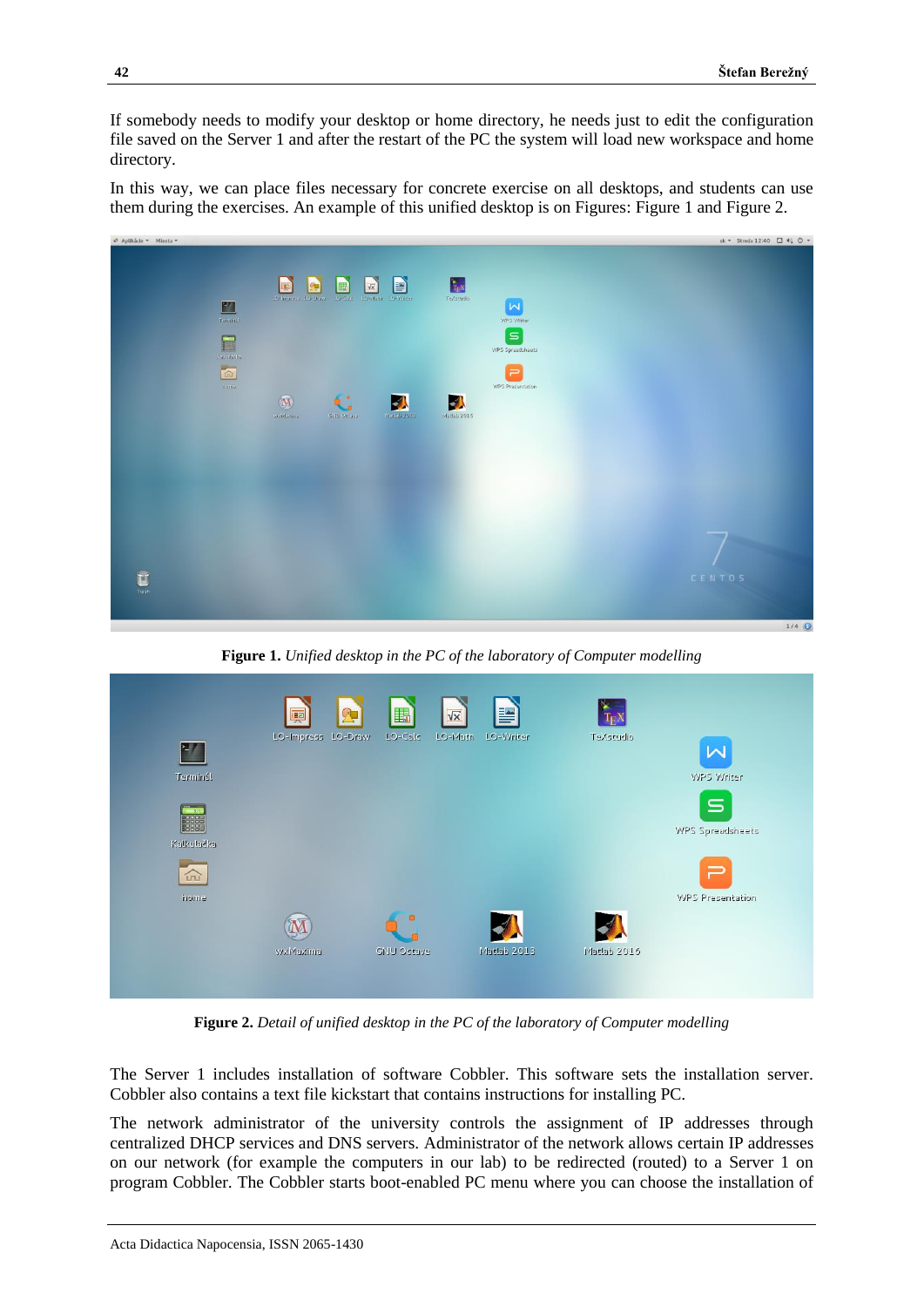If somebody needs to modify your desktop or home directory, he needs just to edit the configuration file saved on the Server 1 and after the restart of the PC the system will load new workspace and home directory.

In this way, we can place files necessary for concrete exercise on all desktops, and students can use them during the exercises. An example of this unified desktop is on Figures: Figure 1 and Figure 2.

**Figure 1.** *Unified desktop in the PC of the laboratory of Computer modelling*

**Figure 2.** *Detail of unified desktop in the PC of the laboratory of Computer modelling*

The Server 1 includes installation of software Cobbler. This software sets the installation server. Cobbler also contains a text file kickstart that contains instructions for installing PC.

The network administrator of the university controls the assignment of IP addresses through centralized DHCP services and DNS servers. Administrator of the network allows certain IP addresses on our network (for example the computers in our lab) to be redirected (routed) to a Server 1 on program Cobbler. The Cobbler starts boot-enabled PC menu where you can choose the installation of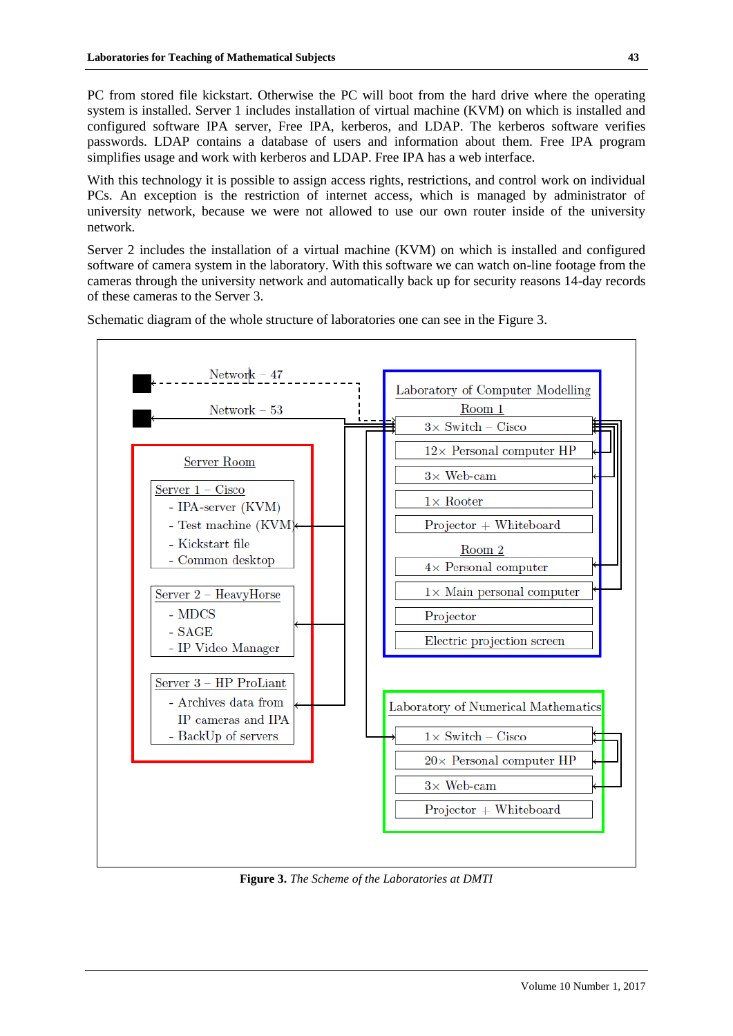PC from stored file kickstart. Otherwise the PC will boot from the hard drive where the operating system is installed. Server 1 includes installation of virtual machine (KVM) on which is installed and configured software IPA server, Free IPA, kerberos, and LDAP. The kerberos software verifies passwords. LDAP contains a database of users and information about them. Free IPA program simplifies usage and work with kerberos and LDAP. Free IPA has a web interface.

With this technology it is possible to assign access rights, restrictions, and control work on individual PCs. An exception is the restriction of internet access, which is managed by administrator of university network, because we were not allowed to use our own router inside of the university network.

Server 2 includes the installation of a virtual machine (KVM) on which is installed and configured software of camera system in the laboratory. With this software we can watch on-line footage from the cameras through the university network and automatically back up for security reasons 14-day records of these cameras to the Server 3.

Schematic diagram of the whole structure of laboratories one can see in the Figure 3.

Network – 47

Network – 53

Server Room

Server 1 – Cisco
- IPA-server (KVM)
- Test machine (KVM)
- Kickstart file
- Common desktop

Server 2 – HeavyHorse
- MDCS
- SAGE
- IP Video Manager

Server 3 – HP ProLiant
- Archives data from IP cameras and IPA
- BackUp of servers

Laboratory of Computer Modelling

Room 1
- 3× Switch – Cisco
- 12× Personal computer HP
- 3× Web-cam
- 1× Rooter
- Projector + Whiteboard

Room 2
- 4× Personal computer
- 1× Main personal computer
- Projector
- Electric projection screen

Laboratory of Numerical Mathematics
- 1× Switch – Cisco
- 20× Personal computer HP
- 3× Web-cam
- Projector + Whiteboard

**Figure 3.** *The Scheme of the Laboratories at DMTI*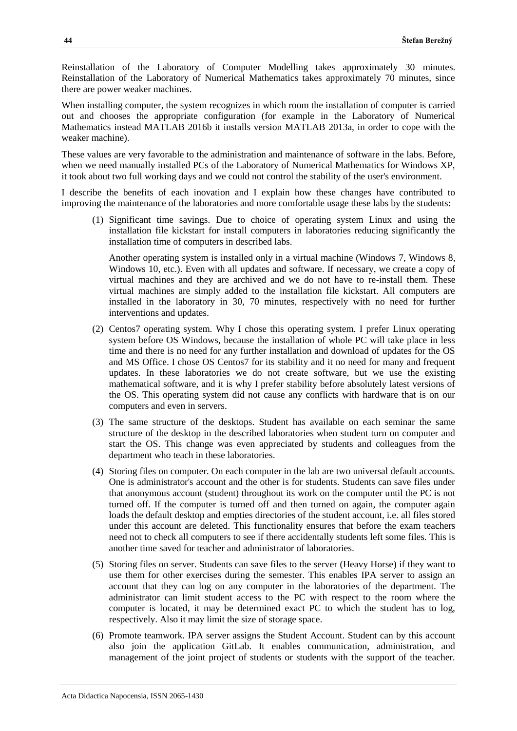Reinstallation of the Laboratory of Computer Modelling takes approximately 30 minutes. Reinstallation of the Laboratory of Numerical Mathematics takes approximately 70 minutes, since there are power weaker machines.

When installing computer, the system recognizes in which room the installation of computer is carried out and chooses the appropriate configuration (for example in the Laboratory of Numerical Mathematics instead MATLAB 2016b it installs version MATLAB 2013a, in order to cope with the weaker machine).

These values are very favorable to the administration and maintenance of software in the labs. Before, when we need manually installed PCs of the Laboratory of Numerical Mathematics for Windows XP, it took about two full working days and we could not control the stability of the user's environment.

I describe the benefits of each inovation and I explain how these changes have contributed to improving the maintenance of the laboratories and more comfortable usage these labs by the students:

(1) Significant time savings. Due to choice of operating system Linux and using the installation file kickstart for install computers in laboratories reducing significantly the installation time of computers in described labs.

Another operating system is installed only in a virtual machine (Windows 7, Windows 8, Windows 10, etc.). Even with all updates and software. If necessary, we create a copy of virtual machines and they are archived and we do not have to re-install them. These virtual machines are simply added to the installation file kickstart. All computers are installed in the laboratory in 30, 70 minutes, respectively with no need for further interventions and updates.

(2) Centos7 operating system. Why I chose this operating system. I prefer Linux operating system before OS Windows, because the installation of whole PC will take place in less time and there is no need for any further installation and download of updates for the OS and MS Office. I chose OS Centos7 for its stability and it no need for many and frequent updates. In these laboratories we do not create software, but we use the existing mathematical software, and it is why I prefer stability before absolutely latest versions of the OS. This operating system did not cause any conflicts with hardware that is on our computers and even in servers.

(3) The same structure of the desktops. Student has available on each seminar the same structure of the desktop in the described laboratories when student turn on computer and start the OS. This change was even appreciated by students and colleagues from the department who teach in these laboratories.

(4) Storing files on computer. On each computer in the lab are two universal default accounts. One is administrator's account and the other is for students. Students can save files under that anonymous account (student) throughout its work on the computer until the PC is not turned off. If the computer is turned off and then turned on again, the computer again loads the default desktop and empties directories of the student account, i.e. all files stored under this account are deleted. This functionality ensures that before the exam teachers need not to check all computers to see if there accidentally students left some files. This is another time saved for teacher and administrator of laboratories.

(5) Storing files on server. Students can save files to the server (Heavy Horse) if they want to use them for other exercises during the semester. This enables IPA server to assign an account that they can log on any computer in the laboratories of the department. The administrator can limit student access to the PC with respect to the room where the computer is located, it may be determined exact PC to which the student has to log, respectively. Also it may limit the size of storage space.

(6) Promote teamwork. IPA server assigns the Student Account. Student can by this account also join the application GitLab. It enables communication, administration, and management of the joint project of students or students with the support of the teacher.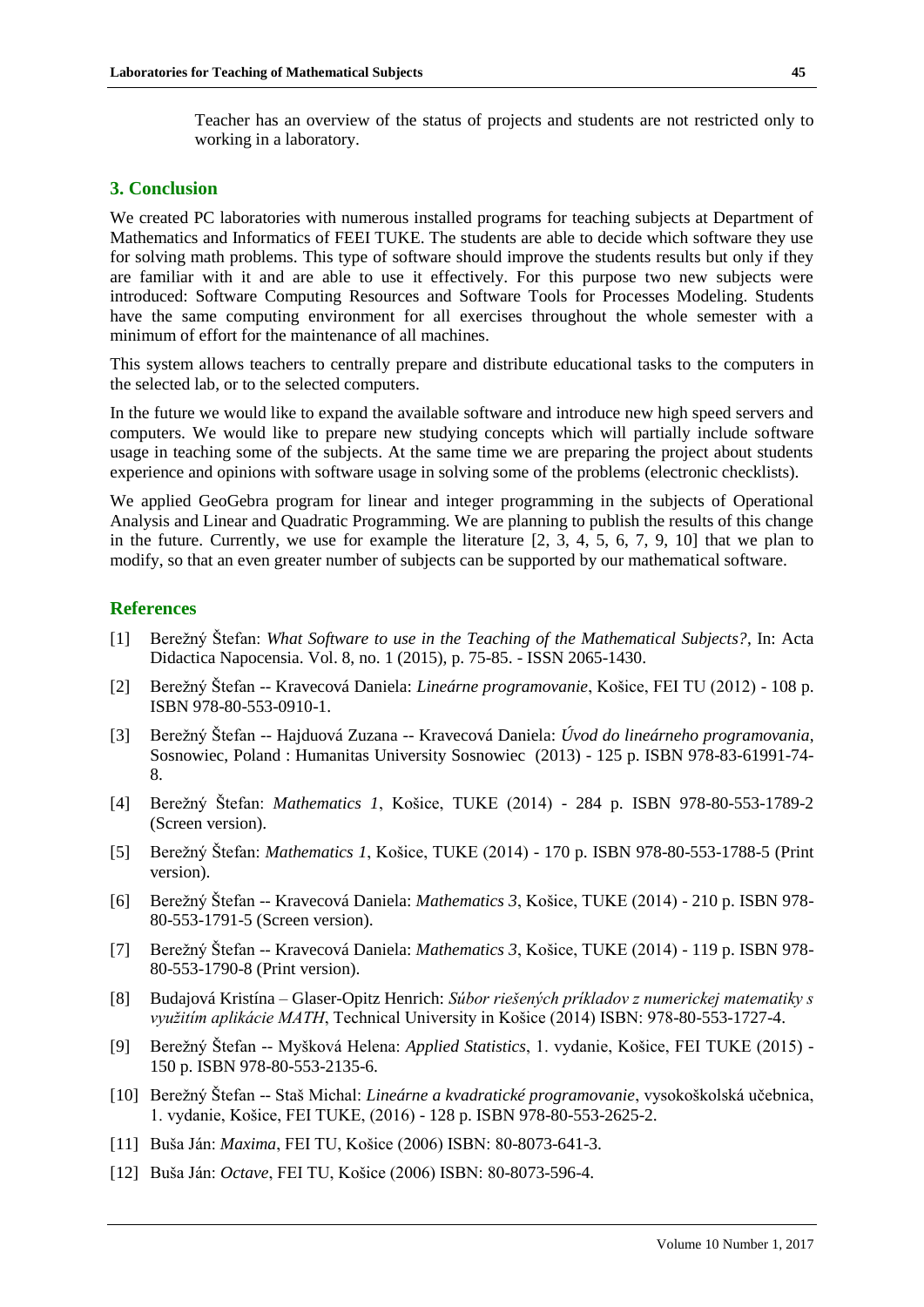Teacher has an overview of the status of projects and students are not restricted only to working in a laboratory.

## 3. Conclusion

We created PC laboratories with numerous installed programs for teaching subjects at Department of Mathematics and Informatics of FEEI TUKE. The students are able to decide which software they use for solving math problems. This type of software should improve the students results but only if they are familiar with it and are able to use it effectively. For this purpose two new subjects were introduced: Software Computing Resources and Software Tools for Processes Modeling. Students have the same computing environment for all exercises throughout the whole semester with a minimum of effort for the maintenance of all machines.

This system allows teachers to centrally prepare and distribute educational tasks to the computers in the selected lab, or to the selected computers.

In the future we would like to expand the available software and introduce new high speed servers and computers. We would like to prepare new studying concepts which will partially include software usage in teaching some of the subjects. At the same time we are preparing the project about students experience and opinions with software usage in solving some of the problems (electronic checklists).

We applied GeoGebra program for linear and integer programming in the subjects of Operational Analysis and Linear and Quadratic Programming. We are planning to publish the results of this change in the future. Currently, we use for example the literature [2, 3, 4, 5, 6, 7, 9, 10] that we plan to modify, so that an even greater number of subjects can be supported by our mathematical software.

## References

[1] Berežný Štefan: *What Software to use in the Teaching of the Mathematical Subjects?*, In: Acta Didactica Napocensia. Vol. 8, no. 1 (2015), p. 75-85. - ISSN 2065-1430.

[2] Berežný Štefan -- Kravecová Daniela: *Lineárne programovanie*, Košice, FEI TU (2012) - 108 p. ISBN 978-80-553-0910-1.

[3] Berežný Štefan -- Hajduová Zuzana -- Kravecová Daniela: *Úvod do lineárneho programovania*, Sosnowiec, Poland : Humanitas University Sosnowiec (2013) - 125 p. ISBN 978-83-61991-74-8.

[4] Berežný Štefan: *Mathematics 1*, Košice, TUKE (2014) - 284 p. ISBN 978-80-553-1789-2 (Screen version).

[5] Berežný Štefan: *Mathematics 1*, Košice, TUKE (2014) - 170 p. ISBN 978-80-553-1788-5 (Print version).

[6] Berežný Štefan -- Kravecová Daniela: *Mathematics 3*, Košice, TUKE (2014) - 210 p. ISBN 978-80-553-1791-5 (Screen version).

[7] Berežný Štefan -- Kravecová Daniela: *Mathematics 3*, Košice, TUKE (2014) - 119 p. ISBN 978-80-553-1790-8 (Print version).

[8] Budajová Kristína – Glaser-Opitz Henrich: *Súbor riešených príkladov z numerickej matematiky s využitím aplikácie MATH*, Technical University in Košice (2014) ISBN: 978-80-553-1727-4.

[9] Berežný Štefan -- Myšková Helena: *Applied Statistics*, 1. vydanie, Košice, FEI TUKE (2015) - 150 p. ISBN 978-80-553-2135-6.

[10] Berežný Štefan -- Staš Michal: *Lineárne a kvadratické programovanie*, vysokoškolská učebnica, 1. vydanie, Košice, FEI TUKE, (2016) - 128 p. ISBN 978-80-553-2625-2.

[11] Buša Ján: *Maxima*, FEI TU, Košice (2006) ISBN: 80-8073-641-3.

[12] Buša Ján: *Octave*, FEI TU, Košice (2006) ISBN: 80-8073-596-4.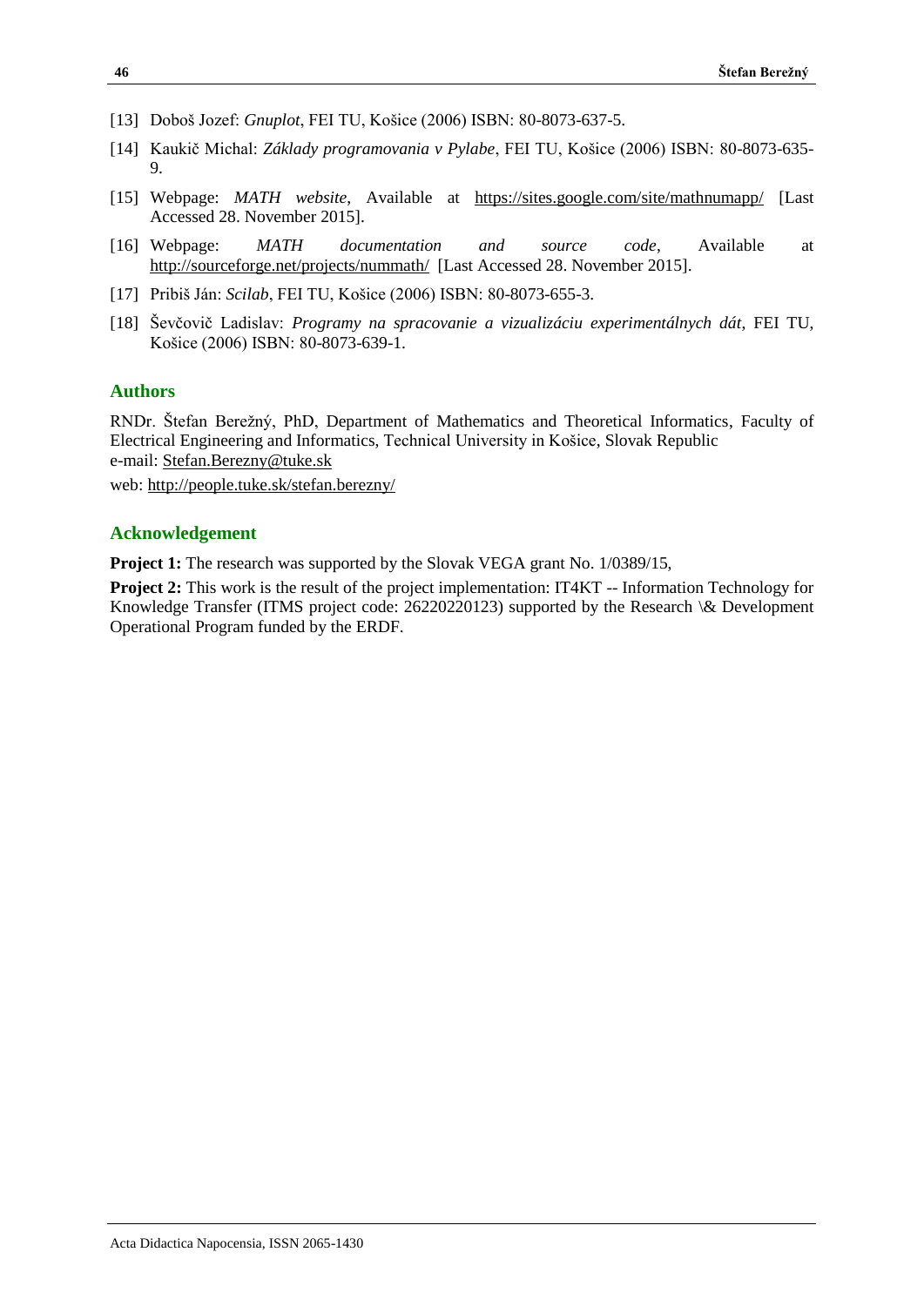[13] Doboš Jozef: *Gnuplot*, FEI TU, Košice (2006) ISBN: 80-8073-637-5.

[14] Kaukič Michal: *Základy programovania v Pylabe*, FEI TU, Košice (2006) ISBN: 80-8073-635-9.

[15] Webpage: *MATH website*, Available at https://sites.google.com/site/mathnumapp/ [Last Accessed 28. November 2015].

[16] Webpage: *MATH documentation and source code*, Available at http://sourceforge.net/projects/nummath/ [Last Accessed 28. November 2015].

[17] Pribiš Ján: *Scilab*, FEI TU, Košice (2006) ISBN: 80-8073-655-3.

[18] Ševčovič Ladislav: *Programy na spracovanie a vizualizáciu experimentálnych dát*, FEI TU, Košice (2006) ISBN: 80-8073-639-1.

## Authors

RNDr. Štefan Berežný, PhD, Department of Mathematics and Theoretical Informatics, Faculty of Electrical Engineering and Informatics, Technical University in Košice, Slovak Republic
e-mail: Stefan.Berezny@tuke.sk

web: http://people.tuke.sk/stefan.berezny/

## Acknowledgement

**Project 1:** The research was supported by the Slovak VEGA grant No. 1/0389/15,

**Project 2:** This work is the result of the project implementation: IT4KT -- Information Technology for Knowledge Transfer (ITMS project code: 26220220123) supported by the Research \& Development Operational Program funded by the ERDF.